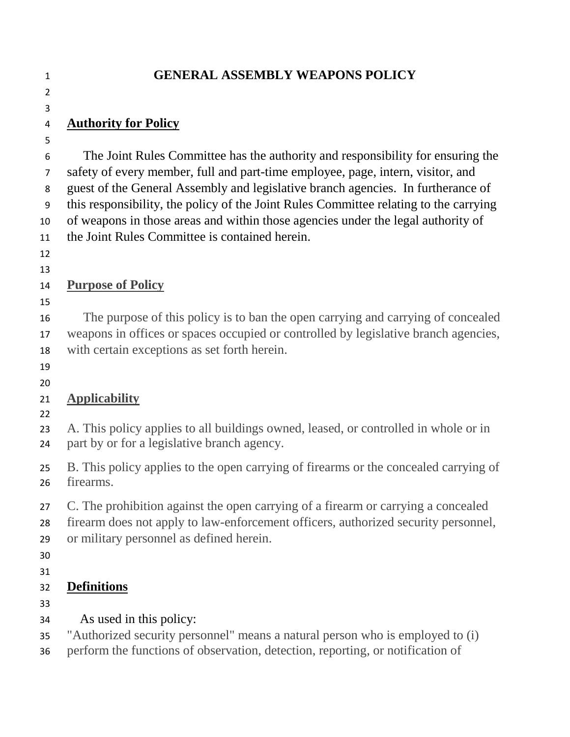# GENERAL ASSEMBLY WEAPONS POLICY

## Authority for Policy

The Joint Rules Committee has the authority and responsibility for ensuring the safety of every member, full and part-time employee, page, intern, visitor, and guest of the General Assembly and legislative branch agencies. In furtherance of this responsibility, the policy of the Joint Rules Committee relating to the carrying of weapons in those areas and within those agencies under the legal authority of the Joint Rules Committee is contained herein.

## Purpose of Policy

The purpose of this policy is to ban the open carrying and carrying of concealed weapons in offices or spaces occupied or controlled by legislative branch agencies, with certain exceptions as set forth herein.

## Applicability

A. This policy applies to all buildings owned, leased, or controlled in whole or in part by or for a legislative branch agency.

B. This policy applies to the open carrying of firearms or the concealed carrying of firearms.

C. The prohibition against the open carrying of a firearm or carrying a concealed firearm does not apply to law-enforcement officers, authorized security personnel, or military personnel as defined herein.

## Definitions

As used in this policy:

"Authorized security personnel" means a natural person who is employed to (i) perform the functions of observation, detection, reporting, or notification of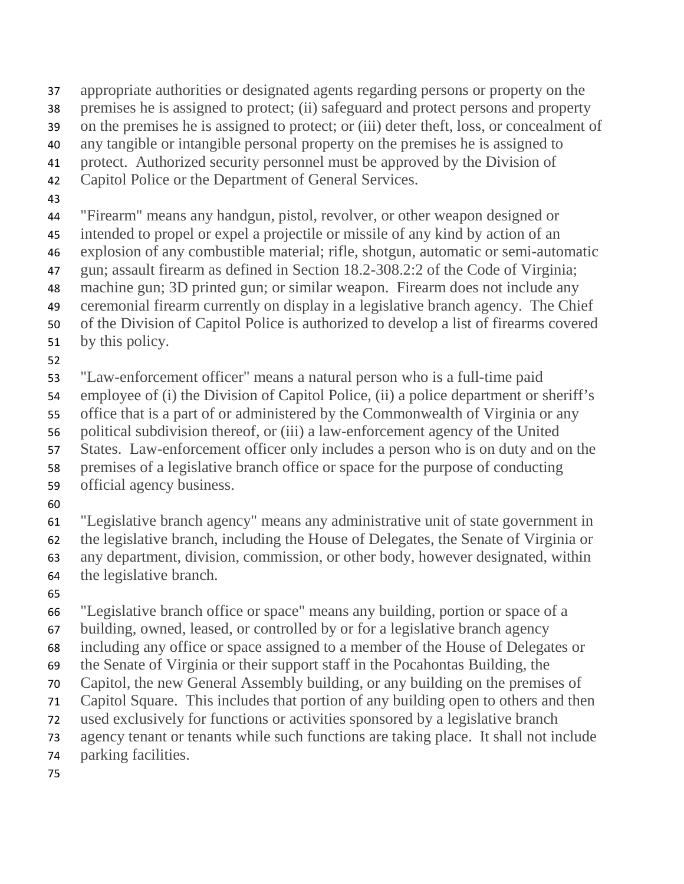appropriate authorities or designated agents regarding persons or property on the premises he is assigned to protect; (ii) safeguard and protect persons and property on the premises he is assigned to protect; or (iii) deter theft, loss, or concealment of any tangible or intangible personal property on the premises he is assigned to protect. Authorized security personnel must be approved by the Division of Capitol Police or the Department of General Services.

"Firearm" means any handgun, pistol, revolver, or other weapon designed or intended to propel or expel a projectile or missile of any kind by action of an explosion of any combustible material; rifle, shotgun, automatic or semi-automatic gun; assault firearm as defined in Section 18.2-308.2:2 of the Code of Virginia; machine gun; 3D printed gun; or similar weapon. Firearm does not include any ceremonial firearm currently on display in a legislative branch agency. The Chief of the Division of Capitol Police is authorized to develop a list of firearms covered by this policy.

"Law-enforcement officer" means a natural person who is a full-time paid employee of (i) the Division of Capitol Police, (ii) a police department or sheriff's office that is a part of or administered by the Commonwealth of Virginia or any political subdivision thereof, or (iii) a law-enforcement agency of the United States. Law-enforcement officer only includes a person who is on duty and on the premises of a legislative branch office or space for the purpose of conducting official agency business.

"Legislative branch agency" means any administrative unit of state government in the legislative branch, including the House of Delegates, the Senate of Virginia or any department, division, commission, or other body, however designated, within the legislative branch.

"Legislative branch office or space" means any building, portion or space of a building, owned, leased, or controlled by or for a legislative branch agency including any office or space assigned to a member of the House of Delegates or the Senate of Virginia or their support staff in the Pocahontas Building, the Capitol, the new General Assembly building, or any building on the premises of Capitol Square. This includes that portion of any building open to others and then used exclusively for functions or activities sponsored by a legislative branch agency tenant or tenants while such functions are taking place. It shall not include parking facilities.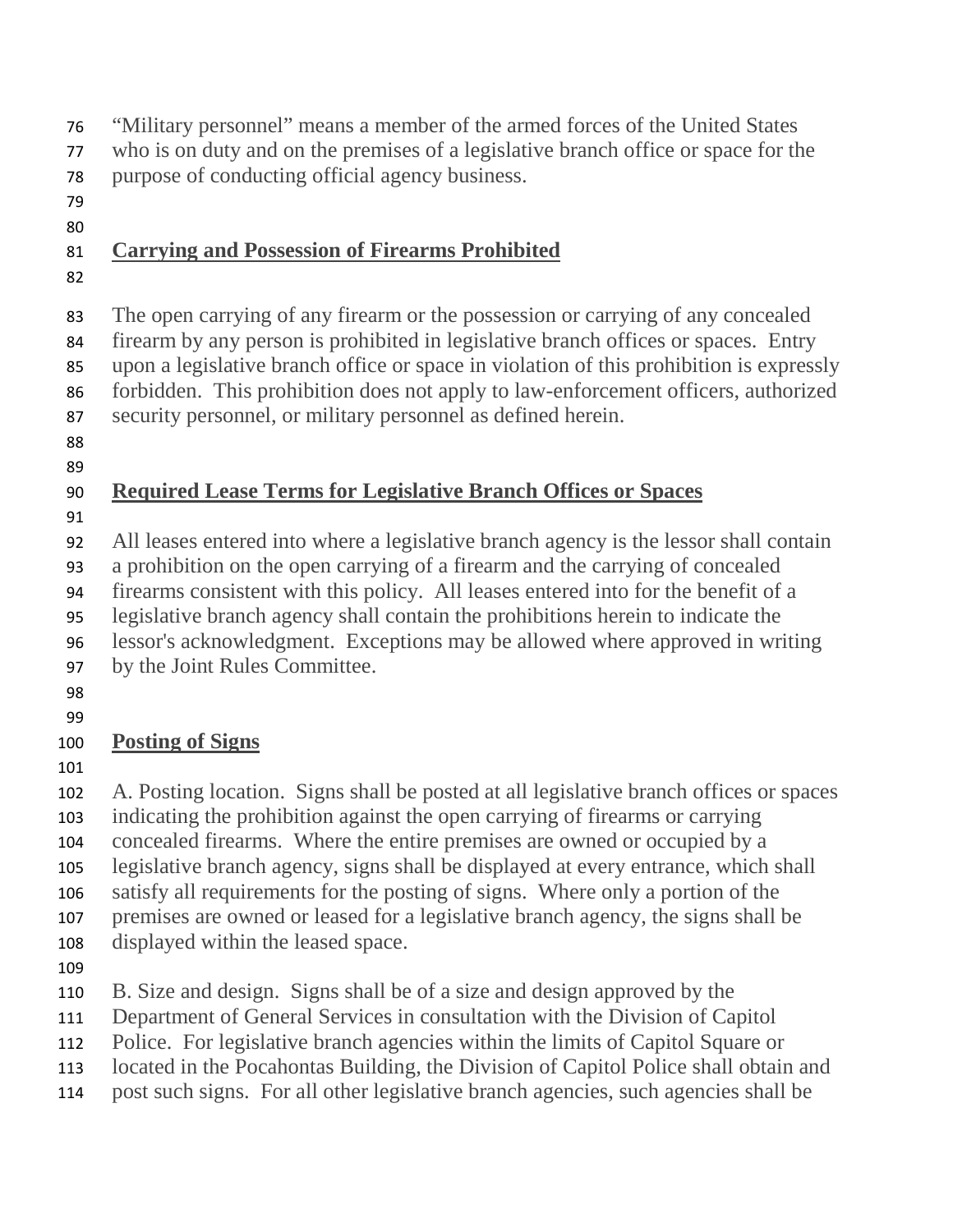"Military personnel" means a member of the armed forces of the United States who is on duty and on the premises of a legislative branch office or space for the purpose of conducting official agency business.

## Carrying and Possession of Firearms Prohibited

The open carrying of any firearm or the possession or carrying of any concealed firearm by any person is prohibited in legislative branch offices or spaces. Entry upon a legislative branch office or space in violation of this prohibition is expressly forbidden. This prohibition does not apply to law-enforcement officers, authorized security personnel, or military personnel as defined herein.

## Required Lease Terms for Legislative Branch Offices or Spaces

All leases entered into where a legislative branch agency is the lessor shall contain a prohibition on the open carrying of a firearm and the carrying of concealed firearms consistent with this policy. All leases entered into for the benefit of a legislative branch agency shall contain the prohibitions herein to indicate the lessor's acknowledgment. Exceptions may be allowed where approved in writing by the Joint Rules Committee.

## Posting of Signs

A. Posting location. Signs shall be posted at all legislative branch offices or spaces indicating the prohibition against the open carrying of firearms or carrying concealed firearms. Where the entire premises are owned or occupied by a legislative branch agency, signs shall be displayed at every entrance, which shall satisfy all requirements for the posting of signs. Where only a portion of the premises are owned or leased for a legislative branch agency, the signs shall be displayed within the leased space.

B. Size and design. Signs shall be of a size and design approved by the Department of General Services in consultation with the Division of Capitol Police. For legislative branch agencies within the limits of Capitol Square or located in the Pocahontas Building, the Division of Capitol Police shall obtain and post such signs. For all other legislative branch agencies, such agencies shall be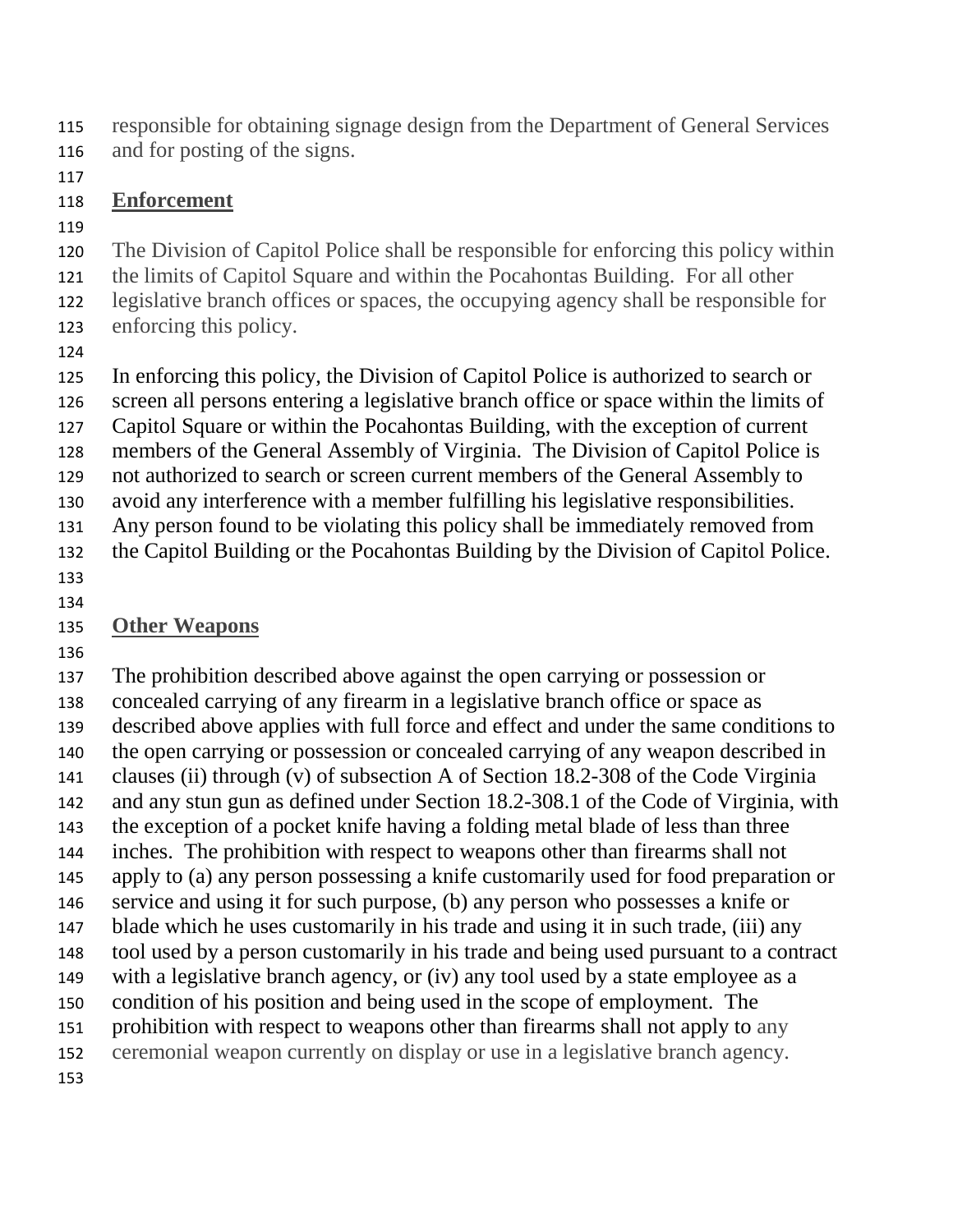responsible for obtaining signage design from the Department of General Services and for posting of the signs.

## Enforcement

The Division of Capitol Police shall be responsible for enforcing this policy within the limits of Capitol Square and within the Pocahontas Building. For all other legislative branch offices or spaces, the occupying agency shall be responsible for enforcing this policy.

In enforcing this policy, the Division of Capitol Police is authorized to search or screen all persons entering a legislative branch office or space within the limits of Capitol Square or within the Pocahontas Building, with the exception of current members of the General Assembly of Virginia. The Division of Capitol Police is not authorized to search or screen current members of the General Assembly to avoid any interference with a member fulfilling his legislative responsibilities. Any person found to be violating this policy shall be immediately removed from the Capitol Building or the Pocahontas Building by the Division of Capitol Police.

## Other Weapons

The prohibition described above against the open carrying or possession or concealed carrying of any firearm in a legislative branch office or space as described above applies with full force and effect and under the same conditions to the open carrying or possession or concealed carrying of any weapon described in clauses (ii) through (v) of subsection A of Section 18.2-308 of the Code Virginia and any stun gun as defined under Section 18.2-308.1 of the Code of Virginia, with the exception of a pocket knife having a folding metal blade of less than three inches. The prohibition with respect to weapons other than firearms shall not apply to (a) any person possessing a knife customarily used for food preparation or service and using it for such purpose, (b) any person who possesses a knife or blade which he uses customarily in his trade and using it in such trade, (iii) any tool used by a person customarily in his trade and being used pursuant to a contract with a legislative branch agency, or (iv) any tool used by a state employee as a condition of his position and being used in the scope of employment. The prohibition with respect to weapons other than firearms shall not apply to any ceremonial weapon currently on display or use in a legislative branch agency.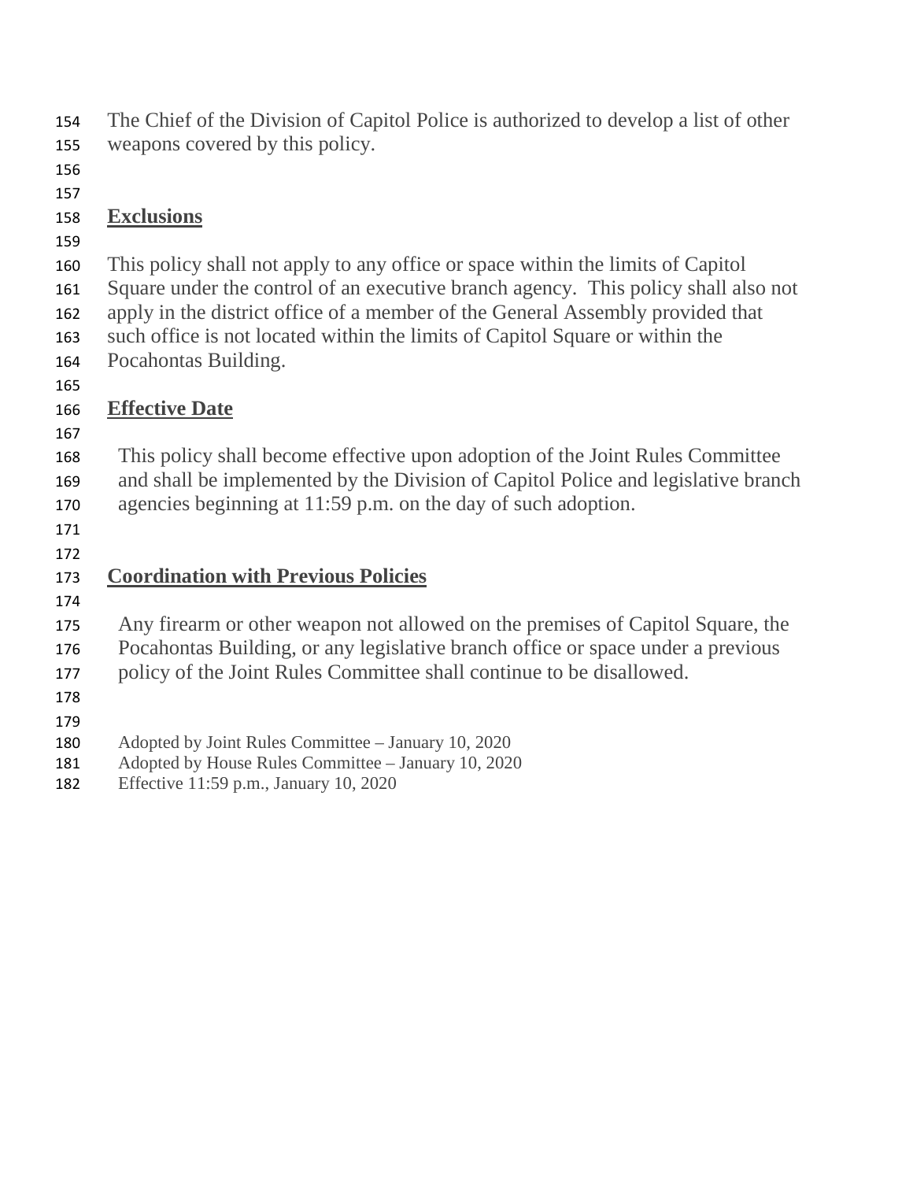The Chief of the Division of Capitol Police is authorized to develop a list of other weapons covered by this policy.

## Exclusions

This policy shall not apply to any office or space within the limits of Capitol Square under the control of an executive branch agency. This policy shall also not apply in the district office of a member of the General Assembly provided that such office is not located within the limits of Capitol Square or within the Pocahontas Building.

## Effective Date

This policy shall become effective upon adoption of the Joint Rules Committee and shall be implemented by the Division of Capitol Police and legislative branch agencies beginning at 11:59 p.m. on the day of such adoption.

## Coordination with Previous Policies

Any firearm or other weapon not allowed on the premises of Capitol Square, the Pocahontas Building, or any legislative branch office or space under a previous policy of the Joint Rules Committee shall continue to be disallowed.

Adopted by Joint Rules Committee – January 10, 2020
Adopted by House Rules Committee – January 10, 2020
Effective 11:59 p.m., January 10, 2020